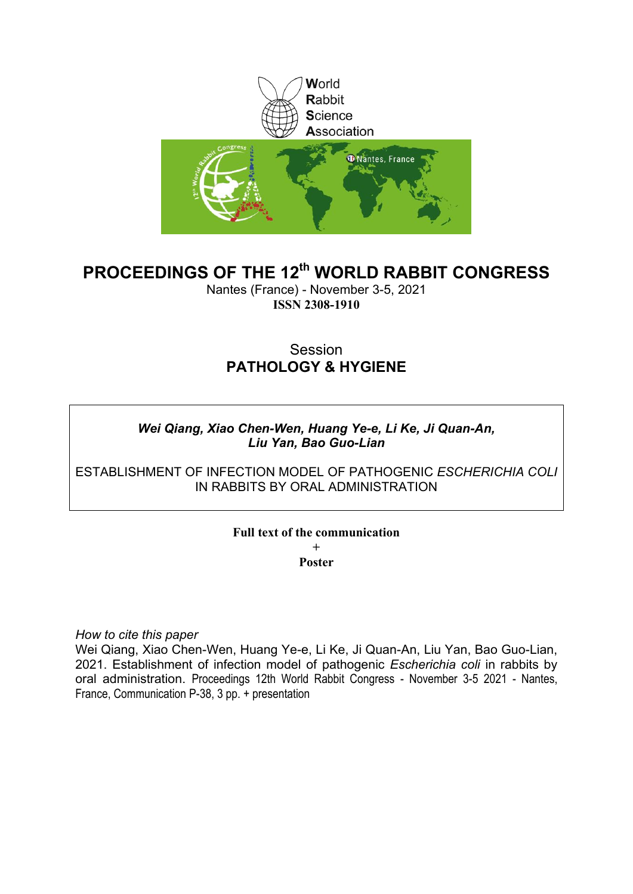World
Rabbit
Science
Association

# PROCEEDINGS OF THE 12th WORLD RABBIT CONGRESS

Nantes (France) - November 3-5, 2021

**ISSN 2308-1910**

Session

**PATHOLOGY & HYGIENE**

***Wei Qiang, Xiao Chen-Wen, Huang Ye-e, Li Ke, Ji Quan-An, Liu Yan, Bao Guo-Lian***

ESTABLISHMENT OF INFECTION MODEL OF PATHOGENIC *ESCHERICHIA COLI* IN RABBITS BY ORAL ADMINISTRATION

**Full text of the communication**

\+

**Poster**

*How to cite this paper*

Wei Qiang, Xiao Chen-Wen, Huang Ye-e, Li Ke, Ji Quan-An, Liu Yan, Bao Guo-Lian, 2021. Establishment of infection model of pathogenic *Escherichia coli* in rabbits by oral administration. Proceedings 12th World Rabbit Congress - November 3-5 2021 - Nantes, France, Communication P-38, 3 pp. + presentation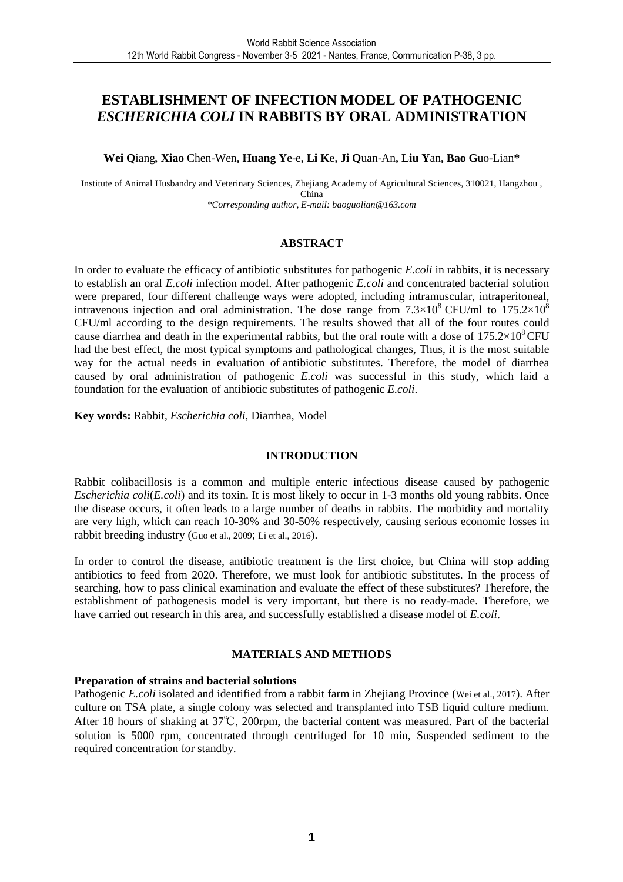# ESTABLISHMENT OF INFECTION MODEL OF PATHOGENIC *ESCHERICHIA COLI* IN RABBITS BY ORAL ADMINISTRATION

**Wei Q**iang**, Xiao** Chen-Wen**, Huang Y**e-e**, Li K**e**, Ji Q**uan-An**, Liu Y**an**, Bao G**uo-Lian*****

Institute of Animal Husbandry and Veterinary Sciences, Zhejiang Academy of Agricultural Sciences, 310021, Hangzhou , China

*\*Corresponding author, E-mail: baoguolian@163.com*

## ABSTRACT

In order to evaluate the efficacy of antibiotic substitutes for pathogenic *E.coli* in rabbits, it is necessary to establish an oral *E.coli* infection model. After pathogenic *E.coli* and concentrated bacterial solution were prepared, four different challenge ways were adopted, including intramuscular, intraperitoneal, intravenous injection and oral administration. The dose range from $7.3\times10^8$ CFU/ml to $175.2\times10^8$ CFU/ml according to the design requirements. The results showed that all of the four routes could cause diarrhea and death in the experimental rabbits, but the oral route with a dose of $175.2\times10^8$ CFU had the best effect, the most typical symptoms and pathological changes, Thus, it is the most suitable way for the actual needs in evaluation of antibiotic substitutes. Therefore, the model of diarrhea caused by oral administration of pathogenic *E.coli* was successful in this study, which laid a foundation for the evaluation of antibiotic substitutes of pathogenic *E.coli*.

**Key words:** Rabbit, *Escherichia coli*, Diarrhea, Model

## INTRODUCTION

Rabbit colibacillosis is a common and multiple enteric infectious disease caused by pathogenic *Escherichia coli*(*E.coli*) and its toxin. It is most likely to occur in 1-3 months old young rabbits. Once the disease occurs, it often leads to a large number of deaths in rabbits. The morbidity and mortality are very high, which can reach 10-30% and 30-50% respectively, causing serious economic losses in rabbit breeding industry (Guo et al., 2009; Li et al., 2016).

In order to control the disease, antibiotic treatment is the first choice, but China will stop adding antibiotics to feed from 2020. Therefore, we must look for antibiotic substitutes. In the process of searching, how to pass clinical examination and evaluate the effect of these substitutes? Therefore, the establishment of pathogenesis model is very important, but there is no ready-made. Therefore, we have carried out research in this area, and successfully established a disease model of *E.coli*.

## MATERIALS AND METHODS

### Preparation of strains and bacterial solutions

Pathogenic *E.coli* isolated and identified from a rabbit farm in Zhejiang Province (Wei et al., 2017). After culture on TSA plate, a single colony was selected and transplanted into TSB liquid culture medium. After 18 hours of shaking at 37℃, 200rpm, the bacterial content was measured. Part of the bacterial solution is 5000 rpm, concentrated through centrifuged for 10 min, Suspended sediment to the required concentration for standby.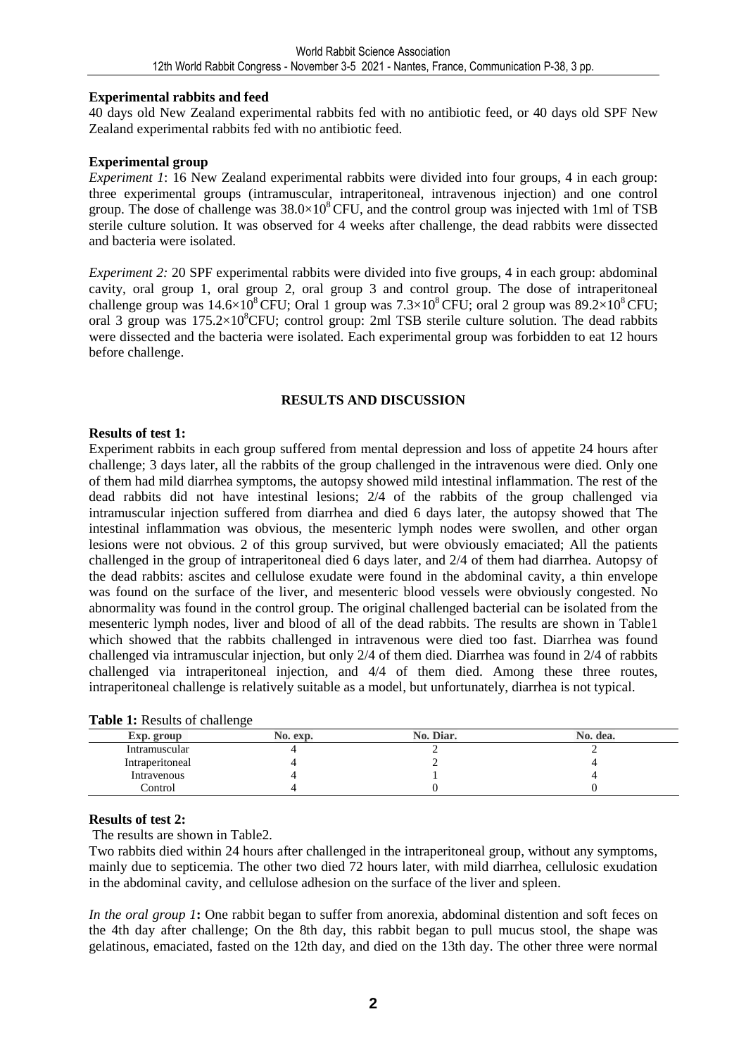**Experimental rabbits and feed**

40 days old New Zealand experimental rabbits fed with no antibiotic feed, or 40 days old SPF New Zealand experimental rabbits fed with no antibiotic feed.

**Experimental group**

*Experiment 1*: 16 New Zealand experimental rabbits were divided into four groups, 4 in each group: three experimental groups (intramuscular, intraperitoneal, intravenous injection) and one control group. The dose of challenge was $38.0\times10^{8}$ CFU, and the control group was injected with 1ml of TSB sterile culture solution. It was observed for 4 weeks after challenge, the dead rabbits were dissected and bacteria were isolated.

*Experiment 2:* 20 SPF experimental rabbits were divided into five groups, 4 in each group: abdominal cavity, oral group 1, oral group 2, oral group 3 and control group. The dose of intraperitoneal challenge group was $14.6\times10^{8}$ CFU; Oral 1 group was $7.3\times10^{8}$ CFU; oral 2 group was $89.2\times10^{8}$ CFU; oral 3 group was $175.2\times10^{8}$CFU; control group: 2ml TSB sterile culture solution. The dead rabbits were dissected and the bacteria were isolated. Each experimental group was forbidden to eat 12 hours before challenge.

## RESULTS AND DISCUSSION

**Results of test 1:**

Experiment rabbits in each group suffered from mental depression and loss of appetite 24 hours after challenge; 3 days later, all the rabbits of the group challenged in the intravenous were died. Only one of them had mild diarrhea symptoms, the autopsy showed mild intestinal inflammation. The rest of the dead rabbits did not have intestinal lesions; 2/4 of the rabbits of the group challenged via intramuscular injection suffered from diarrhea and died 6 days later, the autopsy showed that The intestinal inflammation was obvious, the mesenteric lymph nodes were swollen, and other organ lesions were not obvious. 2 of this group survived, but were obviously emaciated; All the patients challenged in the group of intraperitoneal died 6 days later, and 2/4 of them had diarrhea. Autopsy of the dead rabbits: ascites and cellulose exudate were found in the abdominal cavity, a thin envelope was found on the surface of the liver, and mesenteric blood vessels were obviously congested. No abnormality was found in the control group. The original challenged bacterial can be isolated from the mesenteric lymph nodes, liver and blood of all of the dead rabbits. The results are shown in Table1 which showed that the rabbits challenged in intravenous were died too fast. Diarrhea was found challenged via intramuscular injection, but only 2/4 of them died. Diarrhea was found in 2/4 of rabbits challenged via intraperitoneal injection, and 4/4 of them died. Among these three routes, intraperitoneal challenge is relatively suitable as a model, but unfortunately, diarrhea is not typical.

**Table 1:** Results of challenge

| Exp. group | No. exp. | No. Diar. | No. dea. |
|---|---|---|---|
| Intramuscular | 4 | 2 | 2 |
| Intraperitoneal | 4 | 2 | 4 |
| Intravenous | 4 | 1 | 4 |
| Control | 4 | 0 | 0 |

**Results of test 2:**

The results are shown in Table2.

Two rabbits died within 24 hours after challenged in the intraperitoneal group, without any symptoms, mainly due to septicemia. The other two died 72 hours later, with mild diarrhea, cellulosic exudation in the abdominal cavity, and cellulose adhesion on the surface of the liver and spleen.

*In the oral group 1***:** One rabbit began to suffer from anorexia, abdominal distention and soft feces on the 4th day after challenge; On the 8th day, this rabbit began to pull mucus stool, the shape was gelatinous, emaciated, fasted on the 12th day, and died on the 13th day. The other three were normal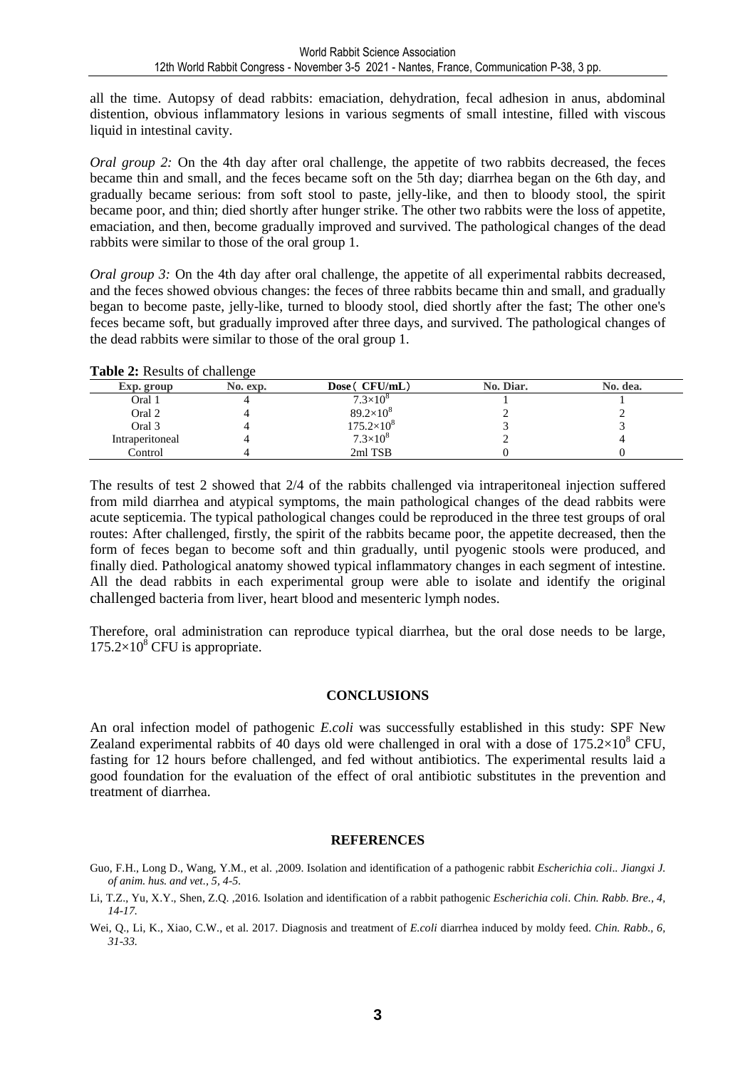all the time. Autopsy of dead rabbits: emaciation, dehydration, fecal adhesion in anus, abdominal distention, obvious inflammatory lesions in various segments of small intestine, filled with viscous liquid in intestinal cavity.

*Oral group 2:* On the 4th day after oral challenge, the appetite of two rabbits decreased, the feces became thin and small, and the feces became soft on the 5th day; diarrhea began on the 6th day, and gradually became serious: from soft stool to paste, jelly-like, and then to bloody stool, the spirit became poor, and thin; died shortly after hunger strike. The other two rabbits were the loss of appetite, emaciation, and then, become gradually improved and survived. The pathological changes of the dead rabbits were similar to those of the oral group 1.

*Oral group 3:* On the 4th day after oral challenge, the appetite of all experimental rabbits decreased, and the feces showed obvious changes: the feces of three rabbits became thin and small, and gradually began to become paste, jelly-like, turned to bloody stool, died shortly after the fast; The other one's feces became soft, but gradually improved after three days, and survived. The pathological changes of the dead rabbits were similar to those of the oral group 1.

**Table 2:** Results of challenge

| Exp. group | No. exp. | Dose（CFU/mL） | No. Diar. | No. dea. |
|---|---|---|---|---|
| Oral 1 | 4 | $7.3\times10^8$ | 1 | 1 |
| Oral 2 | 4 | $89.2\times10^8$ | 2 | 2 |
| Oral 3 | 4 | $175.2\times10^8$ | 3 | 3 |
| Intraperitoneal | 4 | $7.3\times10^8$ | 2 | 4 |
| Control | 4 | 2ml TSB | 0 | 0 |

The results of test 2 showed that 2/4 of the rabbits challenged via intraperitoneal injection suffered from mild diarrhea and atypical symptoms, the main pathological changes of the dead rabbits were acute septicemia. The typical pathological changes could be reproduced in the three test groups of oral routes: After challenged, firstly, the spirit of the rabbits became poor, the appetite decreased, then the form of feces began to become soft and thin gradually, until pyogenic stools were produced, and finally died. Pathological anatomy showed typical inflammatory changes in each segment of intestine. All the dead rabbits in each experimental group were able to isolate and identify the original challenged bacteria from liver, heart blood and mesenteric lymph nodes.

Therefore, oral administration can reproduce typical diarrhea, but the oral dose needs to be large, $175.2\times10^8$ CFU is appropriate.

## CONCLUSIONS

An oral infection model of pathogenic *E.coli* was successfully established in this study: SPF New Zealand experimental rabbits of 40 days old were challenged in oral with a dose of $175.2\times10^8$ CFU, fasting for 12 hours before challenged, and fed without antibiotics. The experimental results laid a good foundation for the evaluation of the effect of oral antibiotic substitutes in the prevention and treatment of diarrhea.

## REFERENCES

Guo, F.H., Long D., Wang, Y.M., et al. ,2009. Isolation and identification of a pathogenic rabbit *Escherichia coli.. Jiangxi J. of anim. hus. and vet., 5, 4-5.*

Li, T.Z., Yu, X.Y., Shen, Z.Q. ,2016. Isolation and identification of a rabbit pathogenic *Escherichia coli. Chin. Rabb. Bre., 4, 14-17.*

Wei, Q., Li, K., Xiao, C.W., et al. 2017. Diagnosis and treatment of *E.coli* diarrhea induced by moldy feed. *Chin. Rabb., 6, 31-33.*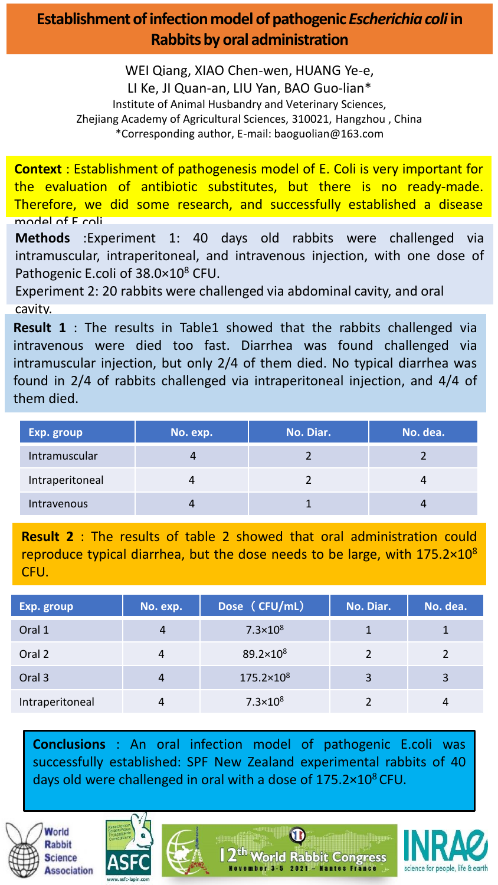# Establishment of infection model of pathogenic *Escherichia coli* in Rabbits by oral administration

WEI Qiang, XIAO Chen-wen, HUANG Ye-e, LI Ke, JI Quan-an, LIU Yan, BAO Guo-lian*

Institute of Animal Husbandry and Veterinary Sciences, Zhejiang Academy of Agricultural Sciences, 310021, Hangzhou , China

*Corresponding author, E-mail: baoguolian@163.com

**Context** : Establishment of pathogenesis model of E. Coli is very important for the evaluation of antibiotic substitutes, but there is no ready-made. Therefore, we did some research, and successfully established a disease model of E.coli.

**Methods** :Experiment 1: 40 days old rabbits were challenged via intramuscular, intraperitoneal, and intravenous injection, with one dose of Pathogenic E.coli of $38.0\times10^8$ CFU.

Experiment 2: 20 rabbits were challenged via abdominal cavity, and oral cavity.

**Result 1** : The results in Table1 showed that the rabbits challenged via intravenous were died too fast. Diarrhea was found challenged via intramuscular injection, but only 2/4 of them died. No typical diarrhea was found in 2/4 of rabbits challenged via intraperitoneal injection, and 4/4 of them died.

| Exp. group | No. exp. | No. Diar. | No. dea. |
|---|---|---|---|
| Intramuscular | 4 | 2 | 2 |
| Intraperitoneal | 4 | 2 | 4 |
| Intravenous | 4 | 1 | 4 |

**Result 2** : The results of table 2 showed that oral administration could reproduce typical diarrhea, but the dose needs to be large, with $175.2\times10^8$ CFU.

| Exp. group | No. exp. | Dose （CFU/mL) | No. Diar. | No. dea. |
|---|---|---|---|---|
| Oral 1 | 4 | $7.3\times10^8$ | 1 | 1 |
| Oral 2 | 4 | $89.2\times10^8$ | 2 | 2 |
| Oral 3 | 4 | $175.2\times10^8$ | 3 | 3 |
| Intraperitoneal | 4 | $7.3\times10^8$ | 2 | 4 |

**Conclusions** : An oral infection model of pathogenic E.coli was successfully established: SPF New Zealand experimental rabbits of 40 days old were challenged in oral with a dose of $175.2\times10^8$ CFU.